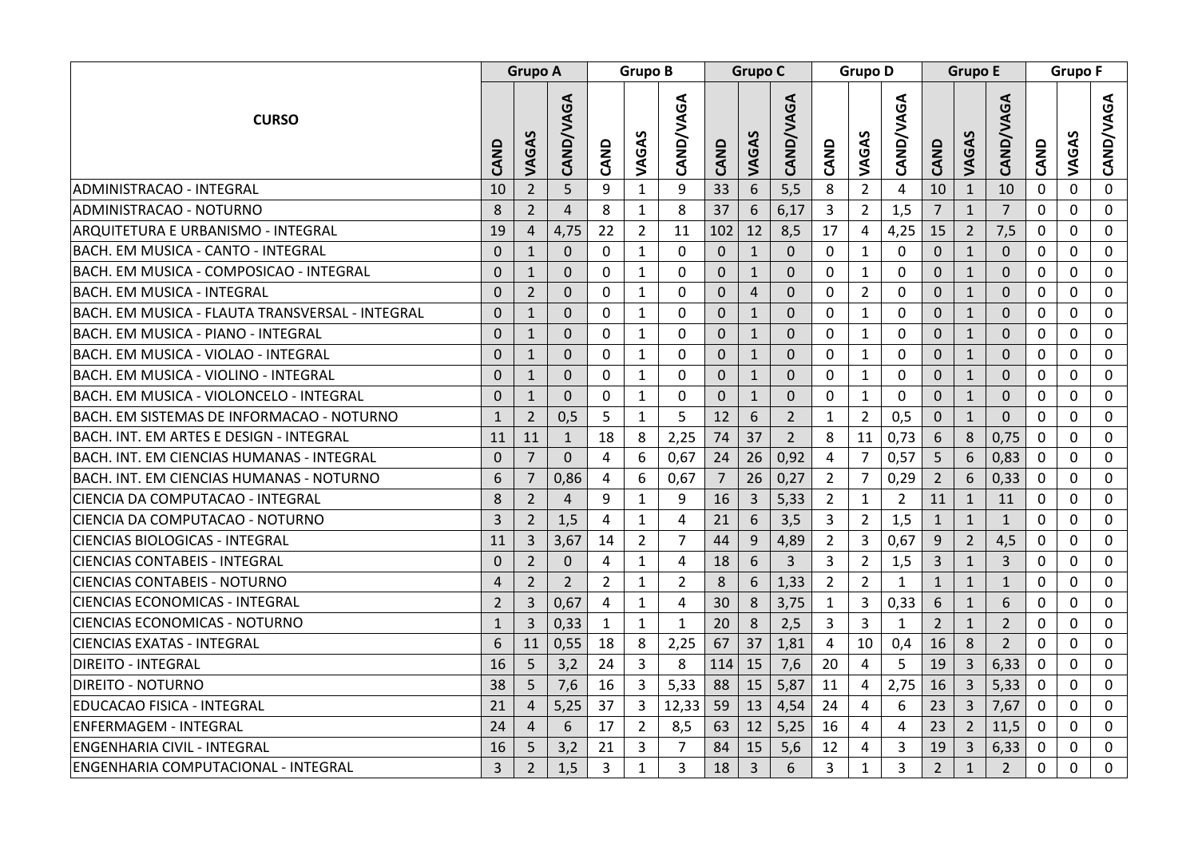| CURSO | Grupo A | | | Grupo B | | | Grupo C | | | Grupo D | | | Grupo E | | | Grupo F | | |
|---|---|---|---|---|---|---|---|---|---|---|---|---|---|---|---|---|---|---|
| | CAND | VAGAS | CAND/VAGA | CAND | VAGAS | CAND/VAGA | CAND | VAGAS | CAND/VAGA | CAND | VAGAS | CAND/VAGA | CAND | VAGAS | CAND/VAGA | CAND | VAGAS | CAND/VAGA |
| ADMINISTRACAO - INTEGRAL | 10 | 2 | 5 | 9 | 1 | 9 | 33 | 6 | 5,5 | 8 | 2 | 4 | 10 | 1 | 10 | 0 | 0 | 0 |
| ADMINISTRACAO - NOTURNO | 8 | 2 | 4 | 8 | 1 | 8 | 37 | 6 | 6,17 | 3 | 2 | 1,5 | 7 | 1 | 7 | 0 | 0 | 0 |
| ARQUITETURA E URBANISMO - INTEGRAL | 19 | 4 | 4,75 | 22 | 2 | 11 | 102 | 12 | 8,5 | 17 | 4 | 4,25 | 15 | 2 | 7,5 | 0 | 0 | 0 |
| BACH. EM MUSICA - CANTO - INTEGRAL | 0 | 1 | 0 | 0 | 1 | 0 | 0 | 1 | 0 | 0 | 1 | 0 | 0 | 1 | 0 | 0 | 0 | 0 |
| BACH. EM MUSICA - COMPOSICAO - INTEGRAL | 0 | 1 | 0 | 0 | 1 | 0 | 0 | 1 | 0 | 0 | 1 | 0 | 0 | 1 | 0 | 0 | 0 | 0 |
| BACH. EM MUSICA - INTEGRAL | 0 | 2 | 0 | 0 | 1 | 0 | 0 | 4 | 0 | 0 | 2 | 0 | 0 | 1 | 0 | 0 | 0 | 0 |
| BACH. EM MUSICA - FLAUTA TRANSVERSAL - INTEGRAL | 0 | 1 | 0 | 0 | 1 | 0 | 0 | 1 | 0 | 0 | 1 | 0 | 0 | 1 | 0 | 0 | 0 | 0 |
| BACH. EM MUSICA - PIANO - INTEGRAL | 0 | 1 | 0 | 0 | 1 | 0 | 0 | 1 | 0 | 0 | 1 | 0 | 0 | 1 | 0 | 0 | 0 | 0 |
| BACH. EM MUSICA - VIOLAO - INTEGRAL | 0 | 1 | 0 | 0 | 1 | 0 | 0 | 1 | 0 | 0 | 1 | 0 | 0 | 1 | 0 | 0 | 0 | 0 |
| BACH. EM MUSICA - VIOLINO - INTEGRAL | 0 | 1 | 0 | 0 | 1 | 0 | 0 | 1 | 0 | 0 | 1 | 0 | 0 | 1 | 0 | 0 | 0 | 0 |
| BACH. EM MUSICA - VIOLONCELO - INTEGRAL | 0 | 1 | 0 | 0 | 1 | 0 | 0 | 1 | 0 | 0 | 1 | 0 | 0 | 1 | 0 | 0 | 0 | 0 |
| BACH. EM SISTEMAS DE INFORMACAO - NOTURNO | 1 | 2 | 0,5 | 5 | 1 | 5 | 12 | 6 | 2 | 1 | 2 | 0,5 | 0 | 1 | 0 | 0 | 0 | 0 |
| BACH. INT. EM ARTES E DESIGN - INTEGRAL | 11 | 11 | 1 | 18 | 8 | 2,25 | 74 | 37 | 2 | 8 | 11 | 0,73 | 6 | 8 | 0,75 | 0 | 0 | 0 |
| BACH. INT. EM CIENCIAS HUMANAS - INTEGRAL | 0 | 7 | 0 | 4 | 6 | 0,67 | 24 | 26 | 0,92 | 4 | 7 | 0,57 | 5 | 6 | 0,83 | 0 | 0 | 0 |
| BACH. INT. EM CIENCIAS HUMANAS - NOTURNO | 6 | 7 | 0,86 | 4 | 6 | 0,67 | 7 | 26 | 0,27 | 2 | 7 | 0,29 | 2 | 6 | 0,33 | 0 | 0 | 0 |
| CIENCIA DA COMPUTACAO - INTEGRAL | 8 | 2 | 4 | 9 | 1 | 9 | 16 | 3 | 5,33 | 2 | 1 | 2 | 11 | 1 | 11 | 0 | 0 | 0 |
| CIENCIA DA COMPUTACAO - NOTURNO | 3 | 2 | 1,5 | 4 | 1 | 4 | 21 | 6 | 3,5 | 3 | 2 | 1,5 | 1 | 1 | 1 | 0 | 0 | 0 |
| CIENCIAS BIOLOGICAS - INTEGRAL | 11 | 3 | 3,67 | 14 | 2 | 7 | 44 | 9 | 4,89 | 2 | 3 | 0,67 | 9 | 2 | 4,5 | 0 | 0 | 0 |
| CIENCIAS CONTABEIS - INTEGRAL | 0 | 2 | 0 | 4 | 1 | 4 | 18 | 6 | 3 | 3 | 2 | 1,5 | 3 | 1 | 3 | 0 | 0 | 0 |
| CIENCIAS CONTABEIS - NOTURNO | 4 | 2 | 2 | 2 | 1 | 2 | 8 | 6 | 1,33 | 2 | 2 | 1 | 1 | 1 | 1 | 0 | 0 | 0 |
| CIENCIAS ECONOMICAS - INTEGRAL | 2 | 3 | 0,67 | 4 | 1 | 4 | 30 | 8 | 3,75 | 1 | 3 | 0,33 | 6 | 1 | 6 | 0 | 0 | 0 |
| CIENCIAS ECONOMICAS - NOTURNO | 1 | 3 | 0,33 | 1 | 1 | 1 | 20 | 8 | 2,5 | 3 | 3 | 1 | 2 | 1 | 2 | 0 | 0 | 0 |
| CIENCIAS EXATAS - INTEGRAL | 6 | 11 | 0,55 | 18 | 8 | 2,25 | 67 | 37 | 1,81 | 4 | 10 | 0,4 | 16 | 8 | 2 | 0 | 0 | 0 |
| DIREITO - INTEGRAL | 16 | 5 | 3,2 | 24 | 3 | 8 | 114 | 15 | 7,6 | 20 | 4 | 5 | 19 | 3 | 6,33 | 0 | 0 | 0 |
| DIREITO - NOTURNO | 38 | 5 | 7,6 | 16 | 3 | 5,33 | 88 | 15 | 5,87 | 11 | 4 | 2,75 | 16 | 3 | 5,33 | 0 | 0 | 0 |
| EDUCACAO FISICA - INTEGRAL | 21 | 4 | 5,25 | 37 | 3 | 12,33 | 59 | 13 | 4,54 | 24 | 4 | 6 | 23 | 3 | 7,67 | 0 | 0 | 0 |
| ENFERMAGEM - INTEGRAL | 24 | 4 | 6 | 17 | 2 | 8,5 | 63 | 12 | 5,25 | 16 | 4 | 4 | 23 | 2 | 11,5 | 0 | 0 | 0 |
| ENGENHARIA CIVIL - INTEGRAL | 16 | 5 | 3,2 | 21 | 3 | 7 | 84 | 15 | 5,6 | 12 | 4 | 3 | 19 | 3 | 6,33 | 0 | 0 | 0 |
| ENGENHARIA COMPUTACIONAL - INTEGRAL | 3 | 2 | 1,5 | 3 | 1 | 3 | 18 | 3 | 6 | 3 | 1 | 3 | 2 | 1 | 2 | 0 | 0 | 0 |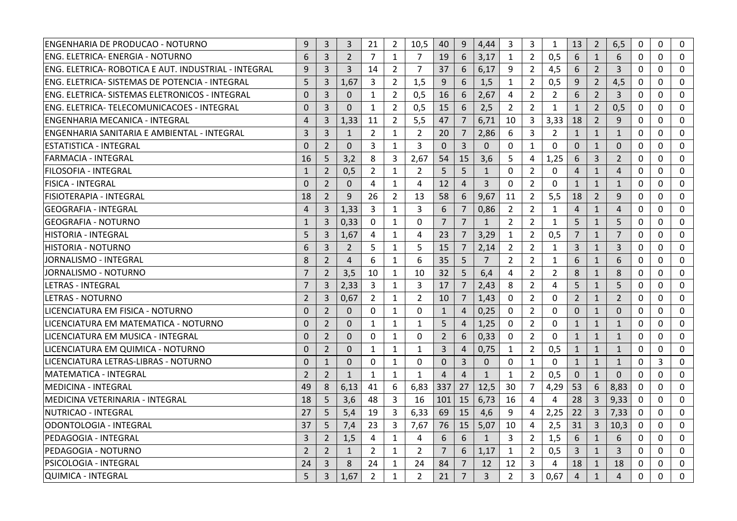| | | | | | | | | | | | | | | | | | | |
|---|---|---|---|---|---|---|---|---|---|---|---|---|---|---|---|---|---|---|
| ENGENHARIA DE PRODUCAO - NOTURNO | 9 | 3 | 3 | 21 | 2 | 10,5 | 40 | 9 | 4,44 | 3 | 3 | 1 | 13 | 2 | 6,5 | 0 | 0 | 0 |
| ENG. ELETRICA- ENERGIA - NOTURNO | 6 | 3 | 2 | 7 | 1 | 7 | 19 | 6 | 3,17 | 1 | 2 | 0,5 | 6 | 1 | 6 | 0 | 0 | 0 |
| ENG. ELETRICA- ROBOTICA E AUT. INDUSTRIAL - INTEGRAL | 9 | 3 | 3 | 14 | 2 | 7 | 37 | 6 | 6,17 | 9 | 2 | 4,5 | 6 | 2 | 3 | 0 | 0 | 0 |
| ENG. ELETRICA- SISTEMAS DE POTENCIA - INTEGRAL | 5 | 3 | 1,67 | 3 | 2 | 1,5 | 9 | 6 | 1,5 | 1 | 2 | 0,5 | 9 | 2 | 4,5 | 0 | 0 | 0 |
| ENG. ELETRICA- SISTEMAS ELETRONICOS - INTEGRAL | 0 | 3 | 0 | 1 | 2 | 0,5 | 16 | 6 | 2,67 | 4 | 2 | 2 | 6 | 2 | 3 | 0 | 0 | 0 |
| ENG. ELETRICA- TELECOMUNICACOES - INTEGRAL | 0 | 3 | 0 | 1 | 2 | 0,5 | 15 | 6 | 2,5 | 2 | 2 | 1 | 1 | 2 | 0,5 | 0 | 0 | 0 |
| ENGENHARIA MECANICA - INTEGRAL | 4 | 3 | 1,33 | 11 | 2 | 5,5 | 47 | 7 | 6,71 | 10 | 3 | 3,33 | 18 | 2 | 9 | 0 | 0 | 0 |
| ENGENHARIA SANITARIA E AMBIENTAL - INTEGRAL | 3 | 3 | 1 | 2 | 1 | 2 | 20 | 7 | 2,86 | 6 | 3 | 2 | 1 | 1 | 1 | 0 | 0 | 0 |
| ESTATISTICA - INTEGRAL | 0 | 2 | 0 | 3 | 1 | 3 | 0 | 3 | 0 | 0 | 1 | 0 | 0 | 1 | 0 | 0 | 0 | 0 |
| FARMACIA - INTEGRAL | 16 | 5 | 3,2 | 8 | 3 | 2,67 | 54 | 15 | 3,6 | 5 | 4 | 1,25 | 6 | 3 | 2 | 0 | 0 | 0 |
| FILOSOFIA - INTEGRAL | 1 | 2 | 0,5 | 2 | 1 | 2 | 5 | 5 | 1 | 0 | 2 | 0 | 4 | 1 | 4 | 0 | 0 | 0 |
| FISICA - INTEGRAL | 0 | 2 | 0 | 4 | 1 | 4 | 12 | 4 | 3 | 0 | 2 | 0 | 1 | 1 | 1 | 0 | 0 | 0 |
| FISIOTERAPIA - INTEGRAL | 18 | 2 | 9 | 26 | 2 | 13 | 58 | 6 | 9,67 | 11 | 2 | 5,5 | 18 | 2 | 9 | 0 | 0 | 0 |
| GEOGRAFIA - INTEGRAL | 4 | 3 | 1,33 | 3 | 1 | 3 | 6 | 7 | 0,86 | 2 | 2 | 1 | 4 | 1 | 4 | 0 | 0 | 0 |
| GEOGRAFIA - NOTURNO | 1 | 3 | 0,33 | 0 | 1 | 0 | 7 | 7 | 1 | 2 | 2 | 1 | 5 | 1 | 5 | 0 | 0 | 0 |
| HISTORIA - INTEGRAL | 5 | 3 | 1,67 | 4 | 1 | 4 | 23 | 7 | 3,29 | 1 | 2 | 0,5 | 7 | 1 | 7 | 0 | 0 | 0 |
| HISTORIA - NOTURNO | 6 | 3 | 2 | 5 | 1 | 5 | 15 | 7 | 2,14 | 2 | 2 | 1 | 3 | 1 | 3 | 0 | 0 | 0 |
| JORNALISMO - INTEGRAL | 8 | 2 | 4 | 6 | 1 | 6 | 35 | 5 | 7 | 2 | 2 | 1 | 6 | 1 | 6 | 0 | 0 | 0 |
| JORNALISMO - NOTURNO | 7 | 2 | 3,5 | 10 | 1 | 10 | 32 | 5 | 6,4 | 4 | 2 | 2 | 8 | 1 | 8 | 0 | 0 | 0 |
| LETRAS - INTEGRAL | 7 | 3 | 2,33 | 3 | 1 | 3 | 17 | 7 | 2,43 | 8 | 2 | 4 | 5 | 1 | 5 | 0 | 0 | 0 |
| LETRAS - NOTURNO | 2 | 3 | 0,67 | 2 | 1 | 2 | 10 | 7 | 1,43 | 0 | 2 | 0 | 2 | 1 | 2 | 0 | 0 | 0 |
| LICENCIATURA EM FISICA - NOTURNO | 0 | 2 | 0 | 0 | 1 | 0 | 1 | 4 | 0,25 | 0 | 2 | 0 | 0 | 1 | 0 | 0 | 0 | 0 |
| LICENCIATURA EM MATEMATICA - NOTURNO | 0 | 2 | 0 | 1 | 1 | 1 | 5 | 4 | 1,25 | 0 | 2 | 0 | 1 | 1 | 1 | 0 | 0 | 0 |
| LICENCIATURA EM MUSICA - INTEGRAL | 0 | 2 | 0 | 0 | 1 | 0 | 2 | 6 | 0,33 | 0 | 2 | 0 | 1 | 1 | 1 | 0 | 0 | 0 |
| LICENCIATURA EM QUIMICA - NOTURNO | 0 | 2 | 0 | 1 | 1 | 1 | 3 | 4 | 0,75 | 1 | 2 | 0,5 | 1 | 1 | 1 | 0 | 0 | 0 |
| LICENCIATURA LETRAS-LIBRAS - NOTURNO | 0 | 1 | 0 | 0 | 1 | 0 | 0 | 3 | 0 | 0 | 1 | 0 | 1 | 1 | 1 | 0 | 3 | 0 |
| MATEMATICA - INTEGRAL | 2 | 2 | 1 | 1 | 1 | 1 | 4 | 4 | 1 | 1 | 2 | 0,5 | 0 | 1 | 0 | 0 | 0 | 0 |
| MEDICINA - INTEGRAL | 49 | 8 | 6,13 | 41 | 6 | 6,83 | 337 | 27 | 12,5 | 30 | 7 | 4,29 | 53 | 6 | 8,83 | 0 | 0 | 0 |
| MEDICINA VETERINARIA - INTEGRAL | 18 | 5 | 3,6 | 48 | 3 | 16 | 101 | 15 | 6,73 | 16 | 4 | 4 | 28 | 3 | 9,33 | 0 | 0 | 0 |
| NUTRICAO - INTEGRAL | 27 | 5 | 5,4 | 19 | 3 | 6,33 | 69 | 15 | 4,6 | 9 | 4 | 2,25 | 22 | 3 | 7,33 | 0 | 0 | 0 |
| ODONTOLOGIA - INTEGRAL | 37 | 5 | 7,4 | 23 | 3 | 7,67 | 76 | 15 | 5,07 | 10 | 4 | 2,5 | 31 | 3 | 10,3 | 0 | 0 | 0 |
| PEDAGOGIA - INTEGRAL | 3 | 2 | 1,5 | 4 | 1 | 4 | 6 | 6 | 1 | 3 | 2 | 1,5 | 6 | 1 | 6 | 0 | 0 | 0 |
| PEDAGOGIA - NOTURNO | 2 | 2 | 1 | 2 | 1 | 2 | 7 | 6 | 1,17 | 1 | 2 | 0,5 | 3 | 1 | 3 | 0 | 0 | 0 |
| PSICOLOGIA - INTEGRAL | 24 | 3 | 8 | 24 | 1 | 24 | 84 | 7 | 12 | 12 | 3 | 4 | 18 | 1 | 18 | 0 | 0 | 0 |
| QUIMICA - INTEGRAL | 5 | 3 | 1,67 | 2 | 1 | 2 | 21 | 7 | 3 | 2 | 3 | 0,67 | 4 | 1 | 4 | 0 | 0 | 0 |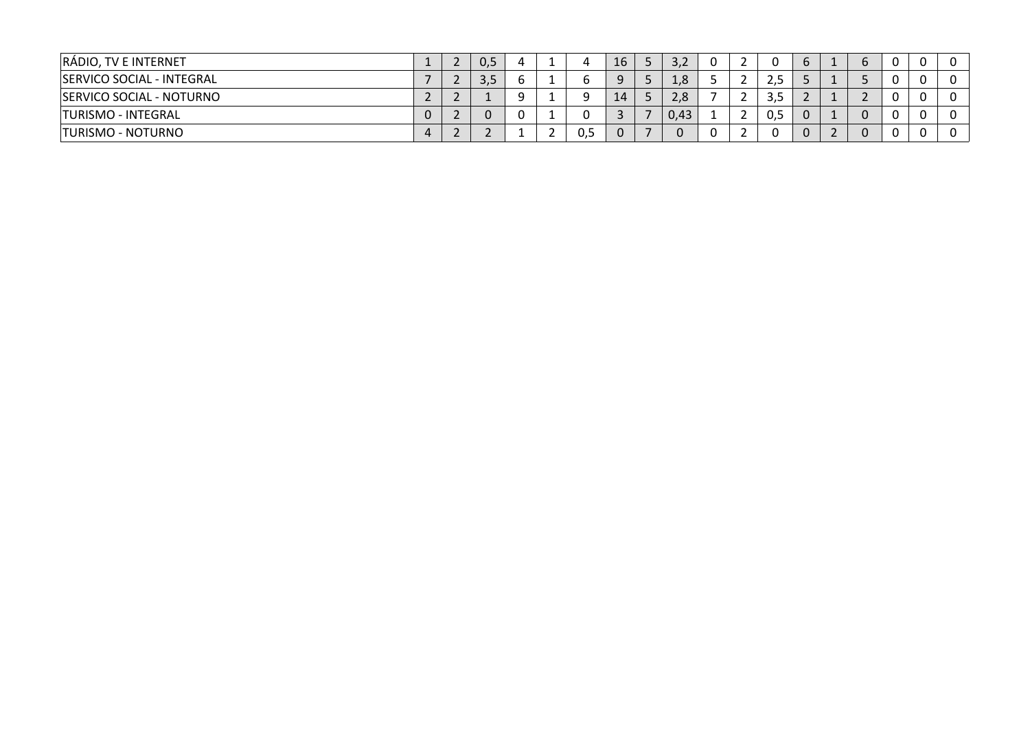| | | | | | | | | | | | | | | | | | | |
|---|---|---|---|---|---|---|---|---|---|---|---|---|---|---|---|---|---|---|
| RÁDIO, TV E INTERNET | 1 | 2 | 0,5 | 4 | 1 | 4 | 16 | 5 | 3,2 | 0 | 2 | 0 | 6 | 1 | 6 | 0 | 0 | 0 |
| SERVICO SOCIAL - INTEGRAL | 7 | 2 | 3,5 | 6 | 1 | 6 | 9 | 5 | 1,8 | 5 | 2 | 2,5 | 5 | 1 | 5 | 0 | 0 | 0 |
| SERVICO SOCIAL - NOTURNO | 2 | 2 | 1 | 9 | 1 | 9 | 14 | 5 | 2,8 | 7 | 2 | 3,5 | 2 | 1 | 2 | 0 | 0 | 0 |
| TURISMO - INTEGRAL | 0 | 2 | 0 | 0 | 1 | 0 | 3 | 7 | 0,43 | 1 | 2 | 0,5 | 0 | 1 | 0 | 0 | 0 | 0 |
| TURISMO - NOTURNO | 4 | 2 | 2 | 1 | 2 | 0,5 | 0 | 7 | 0 | 0 | 2 | 0 | 0 | 2 | 0 | 0 | 0 | 0 |